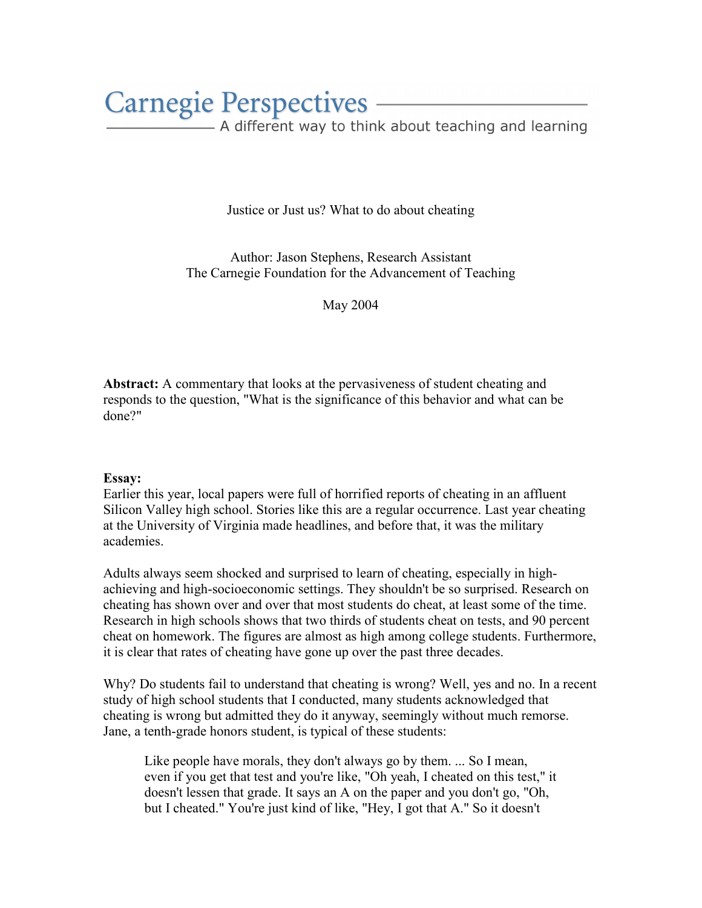# Carnegie Perspectives

A different way to think about teaching and learning

Justice or Just us? What to do about cheating

Author: Jason Stephens, Research Assistant
The Carnegie Foundation for the Advancement of Teaching

May 2004

**Abstract:** A commentary that looks at the pervasiveness of student cheating and responds to the question, "What is the significance of this behavior and what can be done?"

**Essay:**
Earlier this year, local papers were full of horrified reports of cheating in an affluent Silicon Valley high school. Stories like this are a regular occurrence. Last year cheating at the University of Virginia made headlines, and before that, it was the military academies.

Adults always seem shocked and surprised to learn of cheating, especially in high-achieving and high-socioeconomic settings. They shouldn't be so surprised. Research on cheating has shown over and over that most students do cheat, at least some of the time. Research in high schools shows that two thirds of students cheat on tests, and 90 percent cheat on homework. The figures are almost as high among college students. Furthermore, it is clear that rates of cheating have gone up over the past three decades.

Why? Do students fail to understand that cheating is wrong? Well, yes and no. In a recent study of high school students that I conducted, many students acknowledged that cheating is wrong but admitted they do it anyway, seemingly without much remorse. Jane, a tenth-grade honors student, is typical of these students:

> Like people have morals, they don't always go by them. ... So I mean, even if you get that test and you're like, "Oh yeah, I cheated on this test," it doesn't lessen that grade. It says an A on the paper and you don't go, "Oh, but I cheated." You're just kind of like, "Hey, I got that A." So it doesn't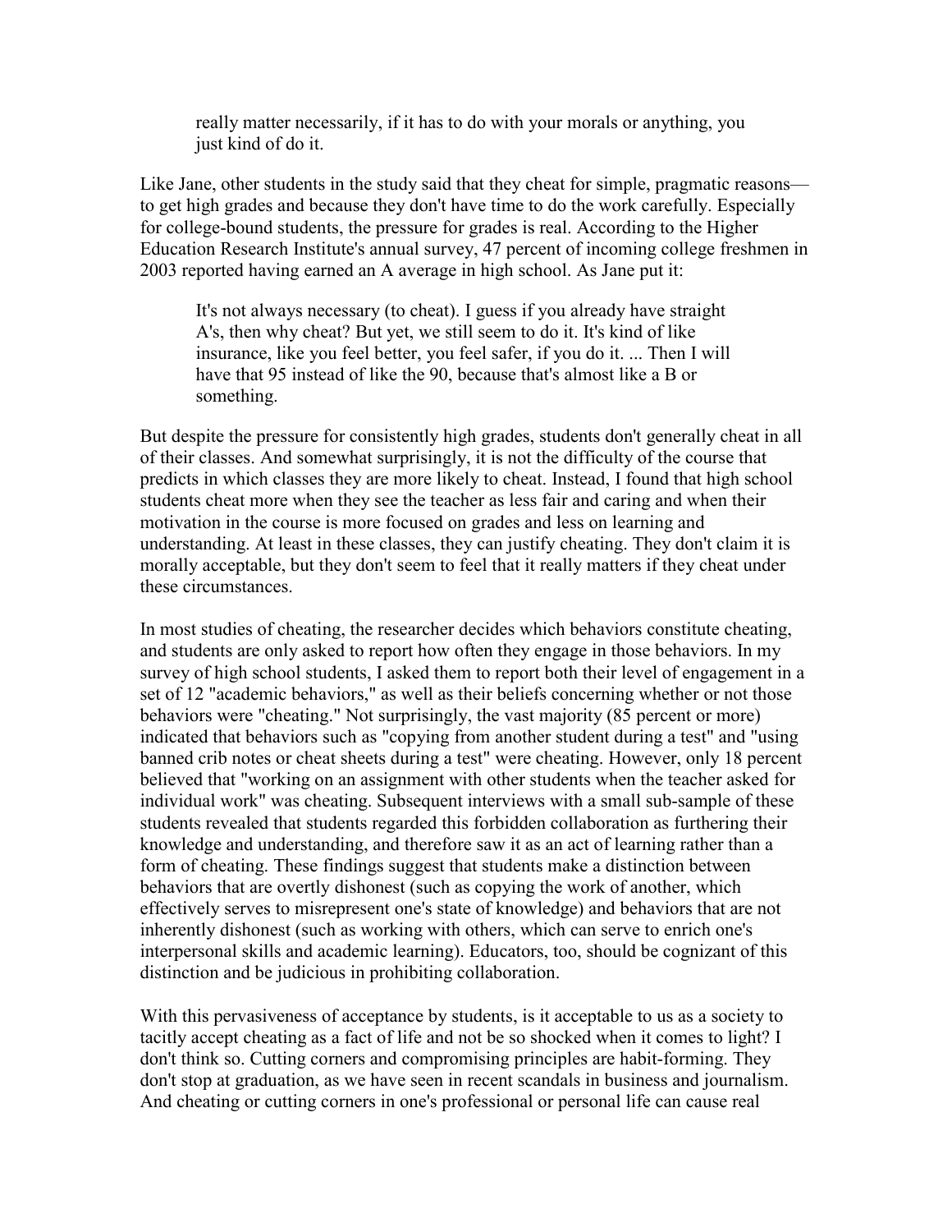> really matter necessarily, if it has to do with your morals or anything, you just kind of do it.

Like Jane, other students in the study said that they cheat for simple, pragmatic reasons—to get high grades and because they don't have time to do the work carefully. Especially for college-bound students, the pressure for grades is real. According to the Higher Education Research Institute's annual survey, 47 percent of incoming college freshmen in 2003 reported having earned an A average in high school. As Jane put it:

> It's not always necessary (to cheat). I guess if you already have straight A's, then why cheat? But yet, we still seem to do it. It's kind of like insurance, like you feel better, you feel safer, if you do it. ... Then I will have that 95 instead of like the 90, because that's almost like a B or something.

But despite the pressure for consistently high grades, students don't generally cheat in all of their classes. And somewhat surprisingly, it is not the difficulty of the course that predicts in which classes they are more likely to cheat. Instead, I found that high school students cheat more when they see the teacher as less fair and caring and when their motivation in the course is more focused on grades and less on learning and understanding. At least in these classes, they can justify cheating. They don't claim it is morally acceptable, but they don't seem to feel that it really matters if they cheat under these circumstances.

In most studies of cheating, the researcher decides which behaviors constitute cheating, and students are only asked to report how often they engage in those behaviors. In my survey of high school students, I asked them to report both their level of engagement in a set of 12 "academic behaviors," as well as their beliefs concerning whether or not those behaviors were "cheating." Not surprisingly, the vast majority (85 percent or more) indicated that behaviors such as "copying from another student during a test" and "using banned crib notes or cheat sheets during a test" were cheating. However, only 18 percent believed that "working on an assignment with other students when the teacher asked for individual work" was cheating. Subsequent interviews with a small sub-sample of these students revealed that students regarded this forbidden collaboration as furthering their knowledge and understanding, and therefore saw it as an act of learning rather than a form of cheating. These findings suggest that students make a distinction between behaviors that are overtly dishonest (such as copying the work of another, which effectively serves to misrepresent one's state of knowledge) and behaviors that are not inherently dishonest (such as working with others, which can serve to enrich one's interpersonal skills and academic learning). Educators, too, should be cognizant of this distinction and be judicious in prohibiting collaboration.

With this pervasiveness of acceptance by students, is it acceptable to us as a society to tacitly accept cheating as a fact of life and not be so shocked when it comes to light? I don't think so. Cutting corners and compromising principles are habit-forming. They don't stop at graduation, as we have seen in recent scandals in business and journalism. And cheating or cutting corners in one's professional or personal life can cause real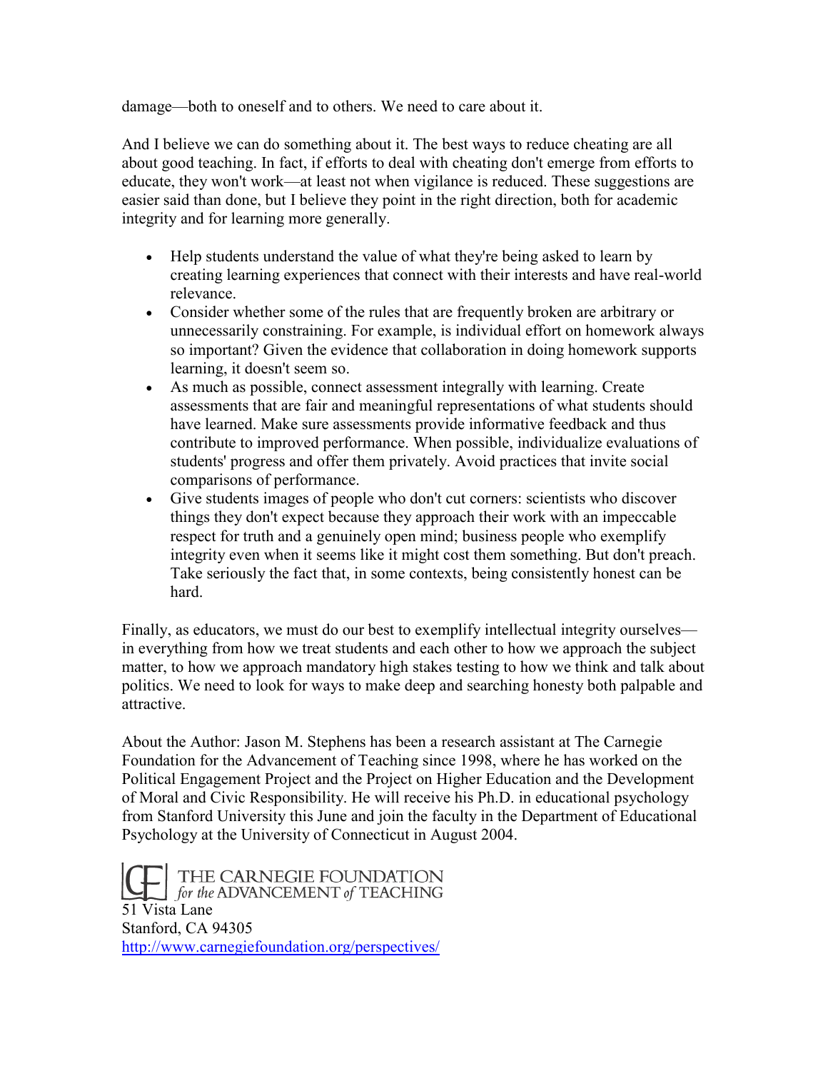damage—both to oneself and to others. We need to care about it.

And I believe we can do something about it. The best ways to reduce cheating are all about good teaching. In fact, if efforts to deal with cheating don't emerge from efforts to educate, they won't work—at least not when vigilance is reduced. These suggestions are easier said than done, but I believe they point in the right direction, both for academic integrity and for learning more generally.

- Help students understand the value of what they're being asked to learn by creating learning experiences that connect with their interests and have real-world relevance.
- Consider whether some of the rules that are frequently broken are arbitrary or unnecessarily constraining. For example, is individual effort on homework always so important? Given the evidence that collaboration in doing homework supports learning, it doesn't seem so.
- As much as possible, connect assessment integrally with learning. Create assessments that are fair and meaningful representations of what students should have learned. Make sure assessments provide informative feedback and thus contribute to improved performance. When possible, individualize evaluations of students' progress and offer them privately. Avoid practices that invite social comparisons of performance.
- Give students images of people who don't cut corners: scientists who discover things they don't expect because they approach their work with an impeccable respect for truth and a genuinely open mind; business people who exemplify integrity even when it seems like it might cost them something. But don't preach. Take seriously the fact that, in some contexts, being consistently honest can be hard.

Finally, as educators, we must do our best to exemplify intellectual integrity ourselves—in everything from how we treat students and each other to how we approach the subject matter, to how we approach mandatory high stakes testing to how we think and talk about politics. We need to look for ways to make deep and searching honesty both palpable and attractive.

About the Author: Jason M. Stephens has been a research assistant at The Carnegie Foundation for the Advancement of Teaching since 1998, where he has worked on the Political Engagement Project and the Project on Higher Education and the Development of Moral and Civic Responsibility. He will receive his Ph.D. in educational psychology from Stanford University this June and join the faculty in the Department of Educational Psychology at the University of Connecticut in August 2004.

THE CARNEGIE FOUNDATION *for the* ADVANCEMENT *of* TEACHING
51 Vista Lane
Stanford, CA 94305
http://www.carnegiefoundation.org/perspectives/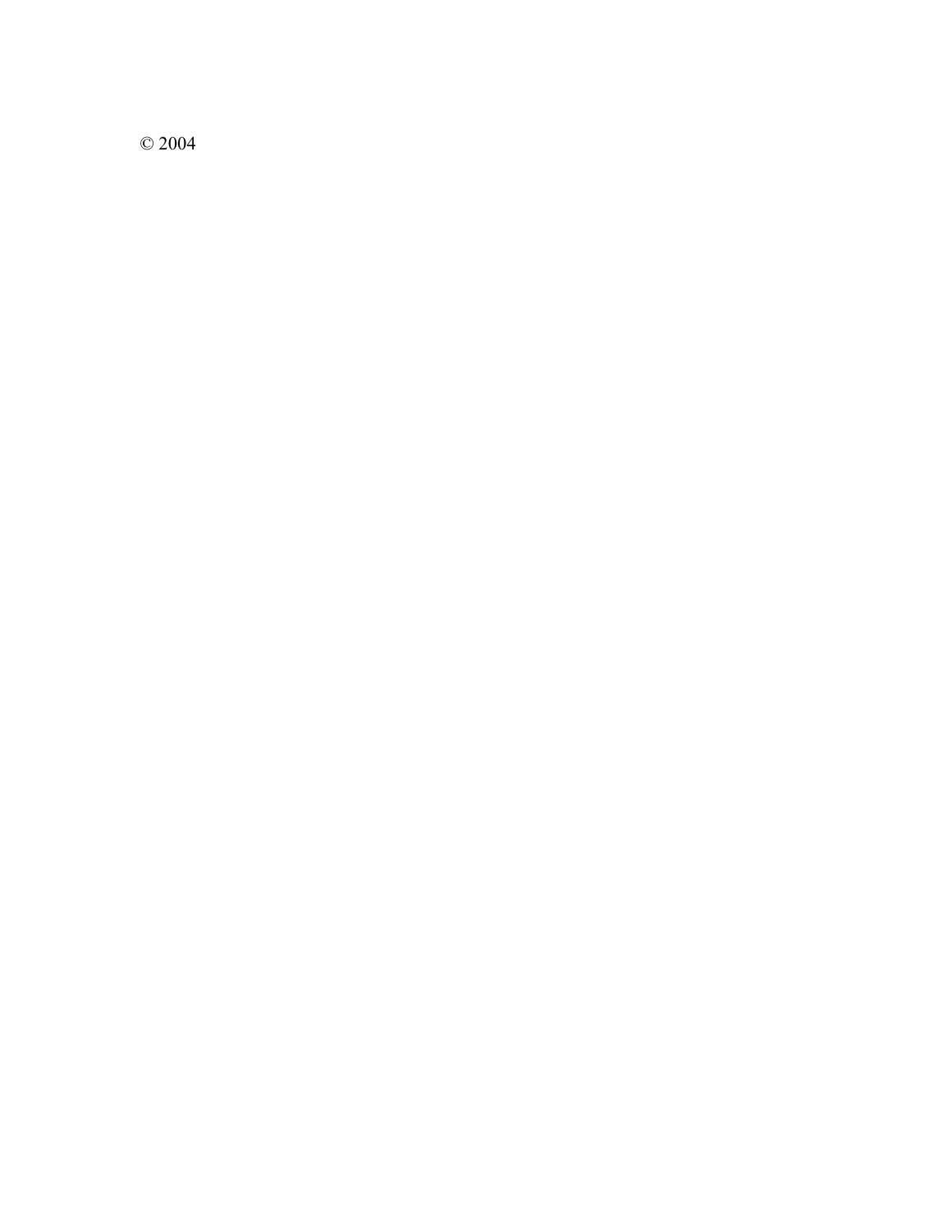© 2004